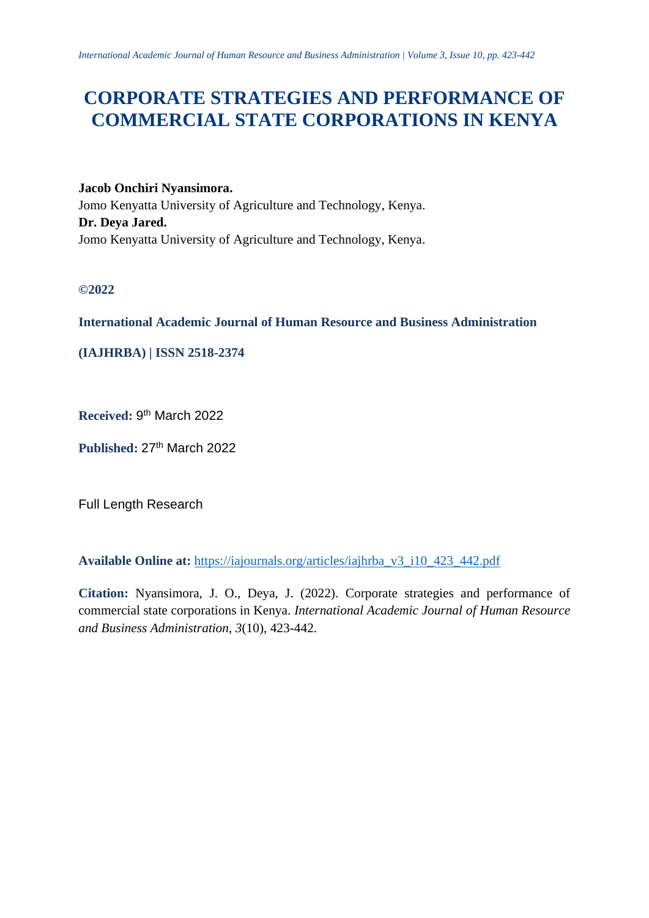# CORPORATE STRATEGIES AND PERFORMANCE OF COMMERCIAL STATE CORPORATIONS IN KENYA

**Jacob Onchiri Nyansimora.**
Jomo Kenyatta University of Agriculture and Technology, Kenya.
**Dr. Deya Jared.**
Jomo Kenyatta University of Agriculture and Technology, Kenya.

**©2022**

**International Academic Journal of Human Resource and Business Administration**

**(IAJHRBA) | ISSN 2518-2374**

**Received:** 9th March 2022

**Published:** 27th March 2022

Full Length Research

**Available Online at:** https://iajournals.org/articles/iajhrba_v3_i10_423_442.pdf

**Citation:** Nyansimora, J. O., Deya, J. (2022). Corporate strategies and performance of commercial state corporations in Kenya. *International Academic Journal of Human Resource and Business Administration*, *3*(10), 423-442.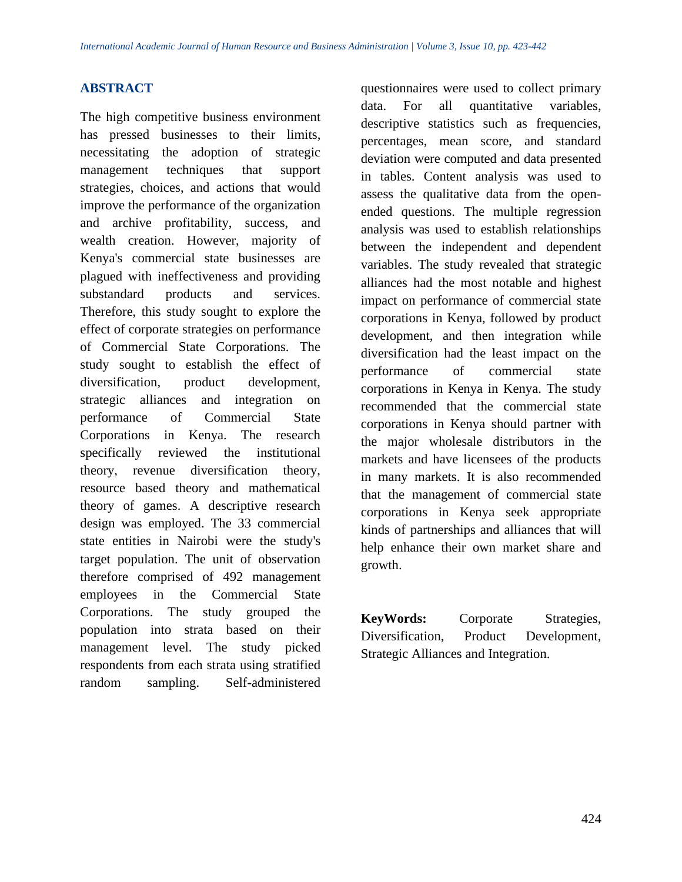## ABSTRACT

The high competitive business environment has pressed businesses to their limits, necessitating the adoption of strategic management techniques that support strategies, choices, and actions that would improve the performance of the organization and archive profitability, success, and wealth creation. However, majority of Kenya's commercial state businesses are plagued with ineffectiveness and providing substandard products and services. Therefore, this study sought to explore the effect of corporate strategies on performance of Commercial State Corporations. The study sought to establish the effect of diversification, product development, strategic alliances and integration on performance of Commercial State Corporations in Kenya. The research specifically reviewed the institutional theory, revenue diversification theory, resource based theory and mathematical theory of games. A descriptive research design was employed. The 33 commercial state entities in Nairobi were the study's target population. The unit of observation therefore comprised of 492 management employees in the Commercial State Corporations. The study grouped the population into strata based on their management level. The study picked respondents from each strata using stratified random sampling. Self-administered questionnaires were used to collect primary data. For all quantitative variables, descriptive statistics such as frequencies, percentages, mean score, and standard deviation were computed and data presented in tables. Content analysis was used to assess the qualitative data from the open-ended questions. The multiple regression analysis was used to establish relationships between the independent and dependent variables. The study revealed that strategic alliances had the most notable and highest impact on performance of commercial state corporations in Kenya, followed by product development, and then integration while diversification had the least impact on the performance of commercial state corporations in Kenya in Kenya. The study recommended that the commercial state corporations in Kenya should partner with the major wholesale distributors in the markets and have licensees of the products in many markets. It is also recommended that the management of commercial state corporations in Kenya seek appropriate kinds of partnerships and alliances that will help enhance their own market share and growth.

**KeyWords:** Corporate Strategies, Diversification, Product Development, Strategic Alliances and Integration.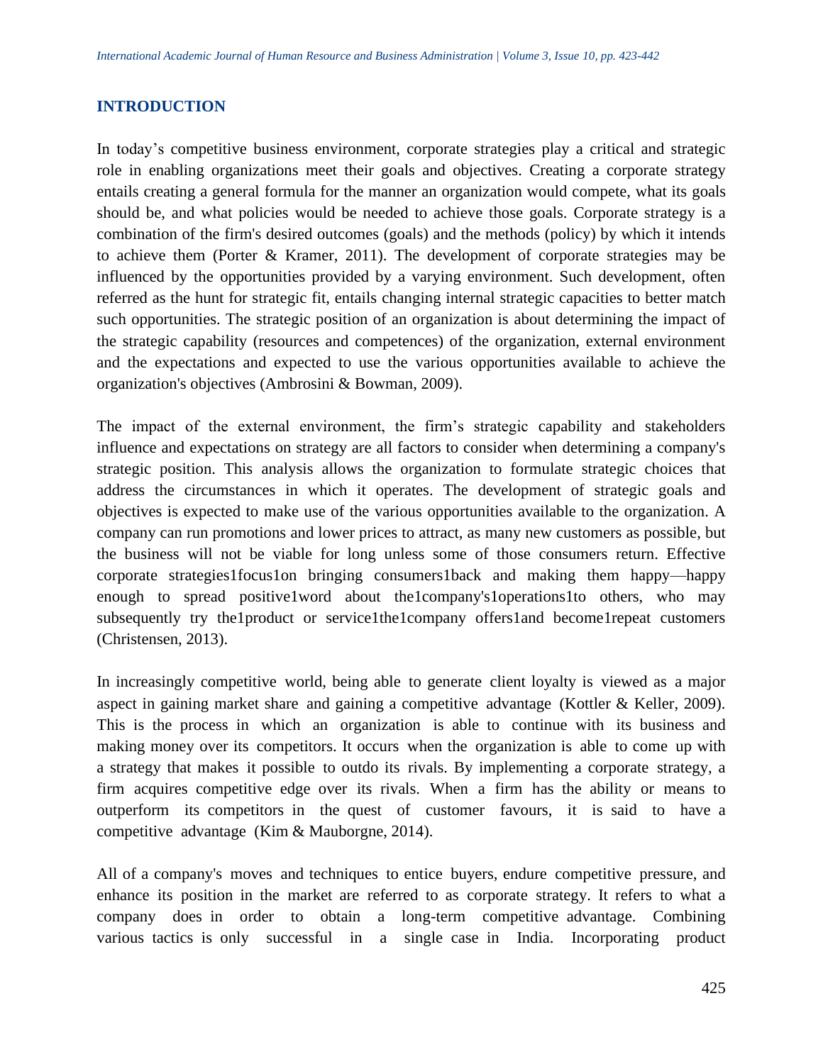## INTRODUCTION

In today's competitive business environment, corporate strategies play a critical and strategic role in enabling organizations meet their goals and objectives. Creating a corporate strategy entails creating a general formula for the manner an organization would compete, what its goals should be, and what policies would be needed to achieve those goals. Corporate strategy is a combination of the firm's desired outcomes (goals) and the methods (policy) by which it intends to achieve them (Porter & Kramer, 2011). The development of corporate strategies may be influenced by the opportunities provided by a varying environment. Such development, often referred as the hunt for strategic fit, entails changing internal strategic capacities to better match such opportunities. The strategic position of an organization is about determining the impact of the strategic capability (resources and competences) of the organization, external environment and the expectations and expected to use the various opportunities available to achieve the organization's objectives (Ambrosini & Bowman, 2009).

The impact of the external environment, the firm's strategic capability and stakeholders influence and expectations on strategy are all factors to consider when determining a company's strategic position. This analysis allows the organization to formulate strategic choices that address the circumstances in which it operates. The development of strategic goals and objectives is expected to make use of the various opportunities available to the organization. A company can run promotions and lower prices to attract, as many new customers as possible, but the business will not be viable for long unless some of those consumers return. Effective corporate strategies1focus1on bringing consumers1back and making them happy—happy enough to spread positive1word about the1company's1operations1to others, who may subsequently try the1product or service1the1company offers1and become1repeat customers (Christensen, 2013).

In increasingly competitive world, being able to generate client loyalty is viewed as a major aspect in gaining market share and gaining a competitive advantage (Kottler & Keller, 2009). This is the process in which an organization is able to continue with its business and making money over its competitors. It occurs when the organization is able to come up with a strategy that makes it possible to outdo its rivals. By implementing a corporate strategy, a firm acquires competitive edge over its rivals. When a firm has the ability or means to outperform its competitors in the quest of customer favours, it is said to have a competitive advantage (Kim & Mauborgne, 2014).

All of a company's moves and techniques to entice buyers, endure competitive pressure, and enhance its position in the market are referred to as corporate strategy. It refers to what a company does in order to obtain a long-term competitive advantage. Combining various tactics is only successful in a single case in India. Incorporating product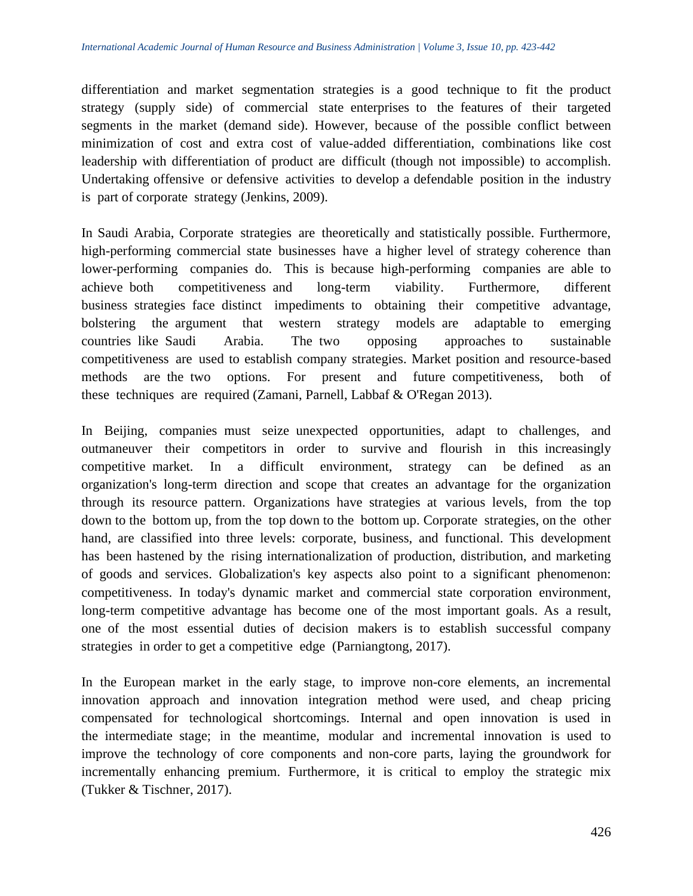differentiation and market segmentation strategies is a good technique to fit the product strategy (supply side) of commercial state enterprises to the features of their targeted segments in the market (demand side). However, because of the possible conflict between minimization of cost and extra cost of value-added differentiation, combinations like cost leadership with differentiation of product are difficult (though not impossible) to accomplish. Undertaking offensive or defensive activities to develop a defendable position in the industry is part of corporate strategy (Jenkins, 2009).

In Saudi Arabia, Corporate strategies are theoretically and statistically possible. Furthermore, high-performing commercial state businesses have a higher level of strategy coherence than lower-performing companies do. This is because high-performing companies are able to achieve both competitiveness and long-term viability. Furthermore, different business strategies face distinct impediments to obtaining their competitive advantage, bolstering the argument that western strategy models are adaptable to emerging countries like Saudi Arabia. The two opposing approaches to sustainable competitiveness are used to establish company strategies. Market position and resource-based methods are the two options. For present and future competitiveness, both of these techniques are required (Zamani, Parnell, Labbaf & O'Regan 2013).

In Beijing, companies must seize unexpected opportunities, adapt to challenges, and outmaneuver their competitors in order to survive and flourish in this increasingly competitive market. In a difficult environment, strategy can be defined as an organization's long-term direction and scope that creates an advantage for the organization through its resource pattern. Organizations have strategies at various levels, from the top down to the bottom up, from the top down to the bottom up. Corporate strategies, on the other hand, are classified into three levels: corporate, business, and functional. This development has been hastened by the rising internationalization of production, distribution, and marketing of goods and services. Globalization's key aspects also point to a significant phenomenon: competitiveness. In today's dynamic market and commercial state corporation environment, long-term competitive advantage has become one of the most important goals. As a result, one of the most essential duties of decision makers is to establish successful company strategies in order to get a competitive edge (Parniangtong, 2017).

In the European market in the early stage, to improve non-core elements, an incremental innovation approach and innovation integration method were used, and cheap pricing compensated for technological shortcomings. Internal and open innovation is used in the intermediate stage; in the meantime, modular and incremental innovation is used to improve the technology of core components and non-core parts, laying the groundwork for incrementally enhancing premium. Furthermore, it is critical to employ the strategic mix (Tukker & Tischner, 2017).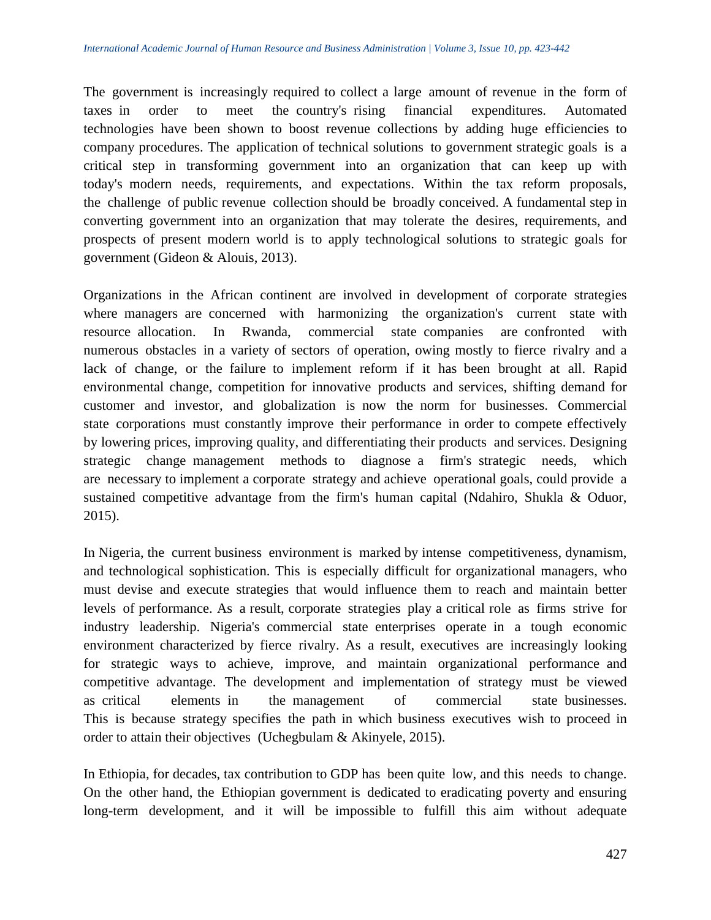The government is increasingly required to collect a large amount of revenue in the form of taxes in order to meet the country's rising financial expenditures. Automated technologies have been shown to boost revenue collections by adding huge efficiencies to company procedures. The application of technical solutions to government strategic goals is a critical step in transforming government into an organization that can keep up with today's modern needs, requirements, and expectations. Within the tax reform proposals, the challenge of public revenue collection should be broadly conceived. A fundamental step in converting government into an organization that may tolerate the desires, requirements, and prospects of present modern world is to apply technological solutions to strategic goals for government (Gideon & Alouis, 2013).

Organizations in the African continent are involved in development of corporate strategies where managers are concerned with harmonizing the organization's current state with resource allocation. In Rwanda, commercial state companies are confronted with numerous obstacles in a variety of sectors of operation, owing mostly to fierce rivalry and a lack of change, or the failure to implement reform if it has been brought at all. Rapid environmental change, competition for innovative products and services, shifting demand for customer and investor, and globalization is now the norm for businesses. Commercial state corporations must constantly improve their performance in order to compete effectively by lowering prices, improving quality, and differentiating their products and services. Designing strategic change management methods to diagnose a firm's strategic needs, which are necessary to implement a corporate strategy and achieve operational goals, could provide a sustained competitive advantage from the firm's human capital (Ndahiro, Shukla & Oduor, 2015).

In Nigeria, the current business environment is marked by intense competitiveness, dynamism, and technological sophistication. This is especially difficult for organizational managers, who must devise and execute strategies that would influence them to reach and maintain better levels of performance. As a result, corporate strategies play a critical role as firms strive for industry leadership. Nigeria's commercial state enterprises operate in a tough economic environment characterized by fierce rivalry. As a result, executives are increasingly looking for strategic ways to achieve, improve, and maintain organizational performance and competitive advantage. The development and implementation of strategy must be viewed as critical elements in the management of commercial state businesses. This is because strategy specifies the path in which business executives wish to proceed in order to attain their objectives (Uchegbulam & Akinyele, 2015).

In Ethiopia, for decades, tax contribution to GDP has been quite low, and this needs to change. On the other hand, the Ethiopian government is dedicated to eradicating poverty and ensuring long-term development, and it will be impossible to fulfill this aim without adequate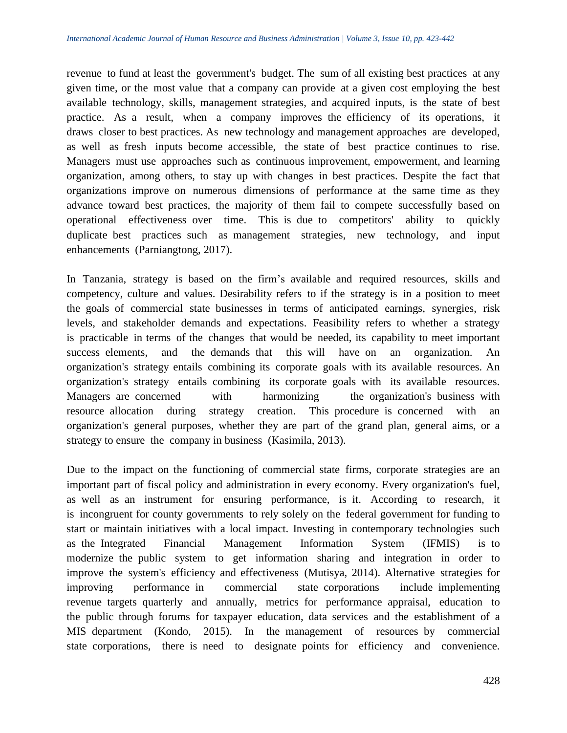revenue to fund at least the government's budget. The sum of all existing best practices at any given time, or the most value that a company can provide at a given cost employing the best available technology, skills, management strategies, and acquired inputs, is the state of best practice. As a result, when a company improves the efficiency of its operations, it draws closer to best practices. As new technology and management approaches are developed, as well as fresh inputs become accessible, the state of best practice continues to rise. Managers must use approaches such as continuous improvement, empowerment, and learning organization, among others, to stay up with changes in best practices. Despite the fact that organizations improve on numerous dimensions of performance at the same time as they advance toward best practices, the majority of them fail to compete successfully based on operational effectiveness over time. This is due to competitors' ability to quickly duplicate best practices such as management strategies, new technology, and input enhancements (Parniangtong, 2017).

In Tanzania, strategy is based on the firm's available and required resources, skills and competency, culture and values. Desirability refers to if the strategy is in a position to meet the goals of commercial state businesses in terms of anticipated earnings, synergies, risk levels, and stakeholder demands and expectations. Feasibility refers to whether a strategy is practicable in terms of the changes that would be needed, its capability to meet important success elements, and the demands that this will have on an organization. An organization's strategy entails combining its corporate goals with its available resources. An organization's strategy entails combining its corporate goals with its available resources. Managers are concerned with harmonizing the organization's business with resource allocation during strategy creation. This procedure is concerned with an organization's general purposes, whether they are part of the grand plan, general aims, or a strategy to ensure the company in business (Kasimila, 2013).

Due to the impact on the functioning of commercial state firms, corporate strategies are an important part of fiscal policy and administration in every economy. Every organization's fuel, as well as an instrument for ensuring performance, is it. According to research, it is incongruent for county governments to rely solely on the federal government for funding to start or maintain initiatives with a local impact. Investing in contemporary technologies such as the Integrated Financial Management Information System (IFMIS) is to modernize the public system to get information sharing and integration in order to improve the system's efficiency and effectiveness (Mutisya, 2014). Alternative strategies for improving performance in commercial state corporations include implementing revenue targets quarterly and annually, metrics for performance appraisal, education to the public through forums for taxpayer education, data services and the establishment of a MIS department (Kondo, 2015). In the management of resources by commercial state corporations, there is need to designate points for efficiency and convenience.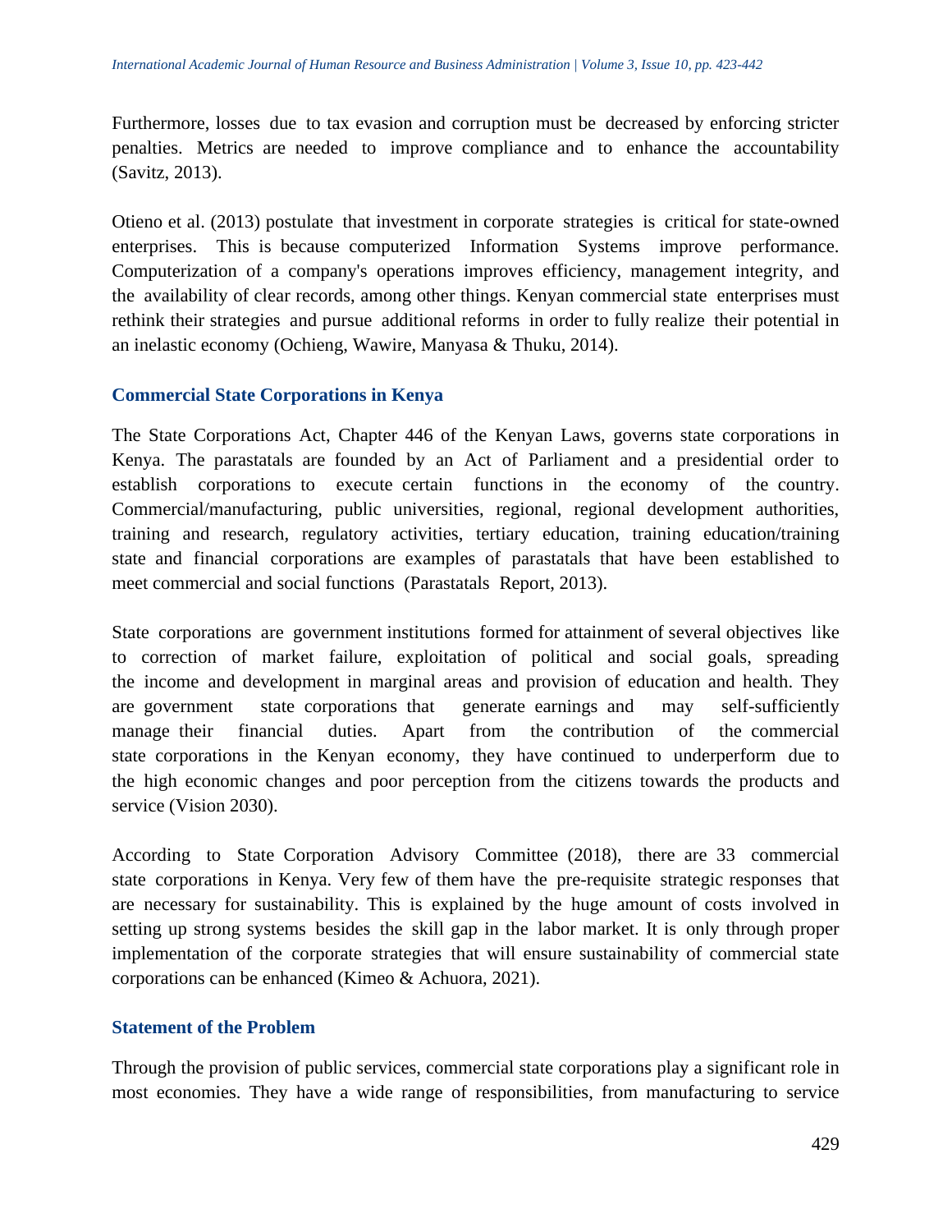Furthermore, losses due to tax evasion and corruption must be decreased by enforcing stricter penalties. Metrics are needed to improve compliance and to enhance the accountability (Savitz, 2013).

Otieno et al. (2013) postulate that investment in corporate strategies is critical for state-owned enterprises. This is because computerized Information Systems improve performance. Computerization of a company's operations improves efficiency, management integrity, and the availability of clear records, among other things. Kenyan commercial state enterprises must rethink their strategies and pursue additional reforms in order to fully realize their potential in an inelastic economy (Ochieng, Wawire, Manyasa & Thuku, 2014).

### Commercial State Corporations in Kenya

The State Corporations Act, Chapter 446 of the Kenyan Laws, governs state corporations in Kenya. The parastatals are founded by an Act of Parliament and a presidential order to establish corporations to execute certain functions in the economy of the country. Commercial/manufacturing, public universities, regional, regional development authorities, training and research, regulatory activities, tertiary education, training education/training state and financial corporations are examples of parastatals that have been established to meet commercial and social functions (Parastatals Report, 2013).

State corporations are government institutions formed for attainment of several objectives like to correction of market failure, exploitation of political and social goals, spreading the income and development in marginal areas and provision of education and health. They are government state corporations that generate earnings and may self-sufficiently manage their financial duties. Apart from the contribution of the commercial state corporations in the Kenyan economy, they have continued to underperform due to the high economic changes and poor perception from the citizens towards the products and service (Vision 2030).

According to State Corporation Advisory Committee (2018), there are 33 commercial state corporations in Kenya. Very few of them have the pre-requisite strategic responses that are necessary for sustainability. This is explained by the huge amount of costs involved in setting up strong systems besides the skill gap in the labor market. It is only through proper implementation of the corporate strategies that will ensure sustainability of commercial state corporations can be enhanced (Kimeo & Achuora, 2021).

### Statement of the Problem

Through the provision of public services, commercial state corporations play a significant role in most economies. They have a wide range of responsibilities, from manufacturing to service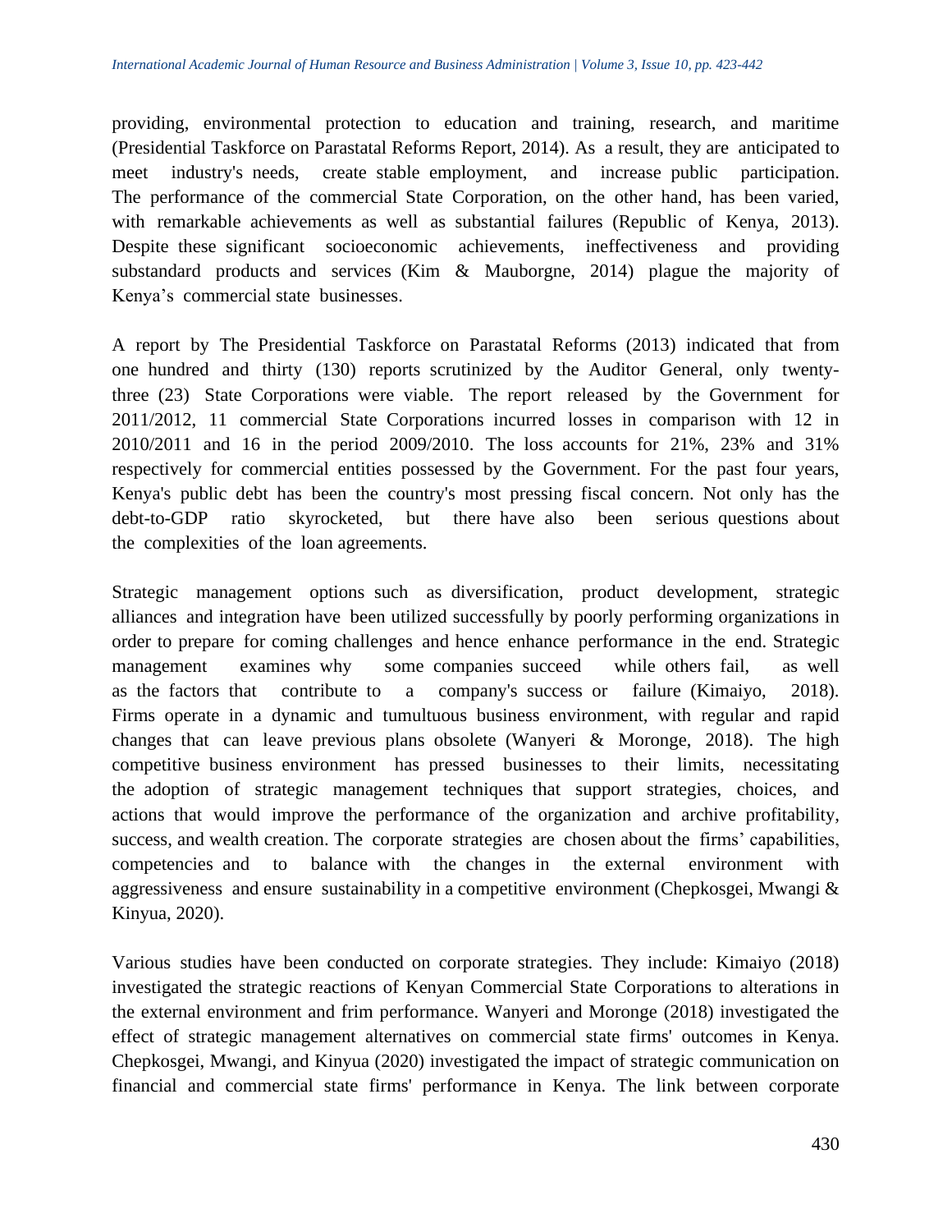providing, environmental protection to education and training, research, and maritime (Presidential Taskforce on Parastatal Reforms Report, 2014). As a result, they are anticipated to meet industry's needs, create stable employment, and increase public participation. The performance of the commercial State Corporation, on the other hand, has been varied, with remarkable achievements as well as substantial failures (Republic of Kenya, 2013). Despite these significant socioeconomic achievements, ineffectiveness and providing substandard products and services (Kim & Mauborgne, 2014) plague the majority of Kenya's commercial state businesses.

A report by The Presidential Taskforce on Parastatal Reforms (2013) indicated that from one hundred and thirty (130) reports scrutinized by the Auditor General, only twenty-three (23) State Corporations were viable. The report released by the Government for 2011/2012, 11 commercial State Corporations incurred losses in comparison with 12 in 2010/2011 and 16 in the period 2009/2010. The loss accounts for 21%, 23% and 31% respectively for commercial entities possessed by the Government. For the past four years, Kenya's public debt has been the country's most pressing fiscal concern. Not only has the debt-to-GDP ratio skyrocketed, but there have also been serious questions about the complexities of the loan agreements.

Strategic management options such as diversification, product development, strategic alliances and integration have been utilized successfully by poorly performing organizations in order to prepare for coming challenges and hence enhance performance in the end. Strategic management examines why some companies succeed while others fail, as well as the factors that contribute to a company's success or failure (Kimaiyo, 2018). Firms operate in a dynamic and tumultuous business environment, with regular and rapid changes that can leave previous plans obsolete (Wanyeri & Moronge, 2018). The high competitive business environment has pressed businesses to their limits, necessitating the adoption of strategic management techniques that support strategies, choices, and actions that would improve the performance of the organization and archive profitability, success, and wealth creation. The corporate strategies are chosen about the firms' capabilities, competencies and to balance with the changes in the external environment with aggressiveness and ensure sustainability in a competitive environment (Chepkosgei, Mwangi & Kinyua, 2020).

Various studies have been conducted on corporate strategies. They include: Kimaiyo (2018) investigated the strategic reactions of Kenyan Commercial State Corporations to alterations in the external environment and frim performance. Wanyeri and Moronge (2018) investigated the effect of strategic management alternatives on commercial state firms' outcomes in Kenya. Chepkosgei, Mwangi, and Kinyua (2020) investigated the impact of strategic communication on financial and commercial state firms' performance in Kenya. The link between corporate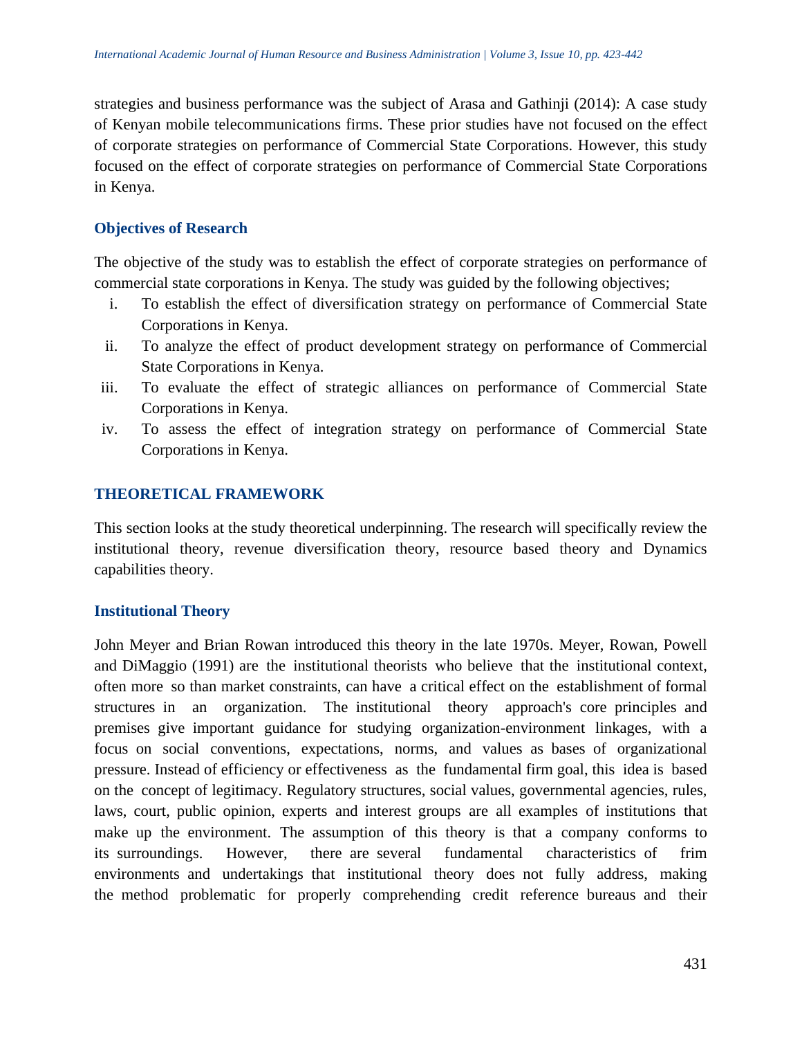strategies and business performance was the subject of Arasa and Gathinji (2014): A case study of Kenyan mobile telecommunications firms. These prior studies have not focused on the effect of corporate strategies on performance of Commercial State Corporations. However, this study focused on the effect of corporate strategies on performance of Commercial State Corporations in Kenya.

## Objectives of Research

The objective of the study was to establish the effect of corporate strategies on performance of commercial state corporations in Kenya. The study was guided by the following objectives;

i. To establish the effect of diversification strategy on performance of Commercial State Corporations in Kenya.
ii. To analyze the effect of product development strategy on performance of Commercial State Corporations in Kenya.
iii. To evaluate the effect of strategic alliances on performance of Commercial State Corporations in Kenya.
iv. To assess the effect of integration strategy on performance of Commercial State Corporations in Kenya.

## THEORETICAL FRAMEWORK

This section looks at the study theoretical underpinning. The research will specifically review the institutional theory, revenue diversification theory, resource based theory and Dynamics capabilities theory.

### Institutional Theory

John Meyer and Brian Rowan introduced this theory in the late 1970s. Meyer, Rowan, Powell and DiMaggio (1991) are the institutional theorists who believe that the institutional context, often more so than market constraints, can have a critical effect on the establishment of formal structures in an organization. The institutional theory approach's core principles and premises give important guidance for studying organization-environment linkages, with a focus on social conventions, expectations, norms, and values as bases of organizational pressure. Instead of efficiency or effectiveness as the fundamental firm goal, this idea is based on the concept of legitimacy. Regulatory structures, social values, governmental agencies, rules, laws, court, public opinion, experts and interest groups are all examples of institutions that make up the environment. The assumption of this theory is that a company conforms to its surroundings. However, there are several fundamental characteristics of frim environments and undertakings that institutional theory does not fully address, making the method problematic for properly comprehending credit reference bureaus and their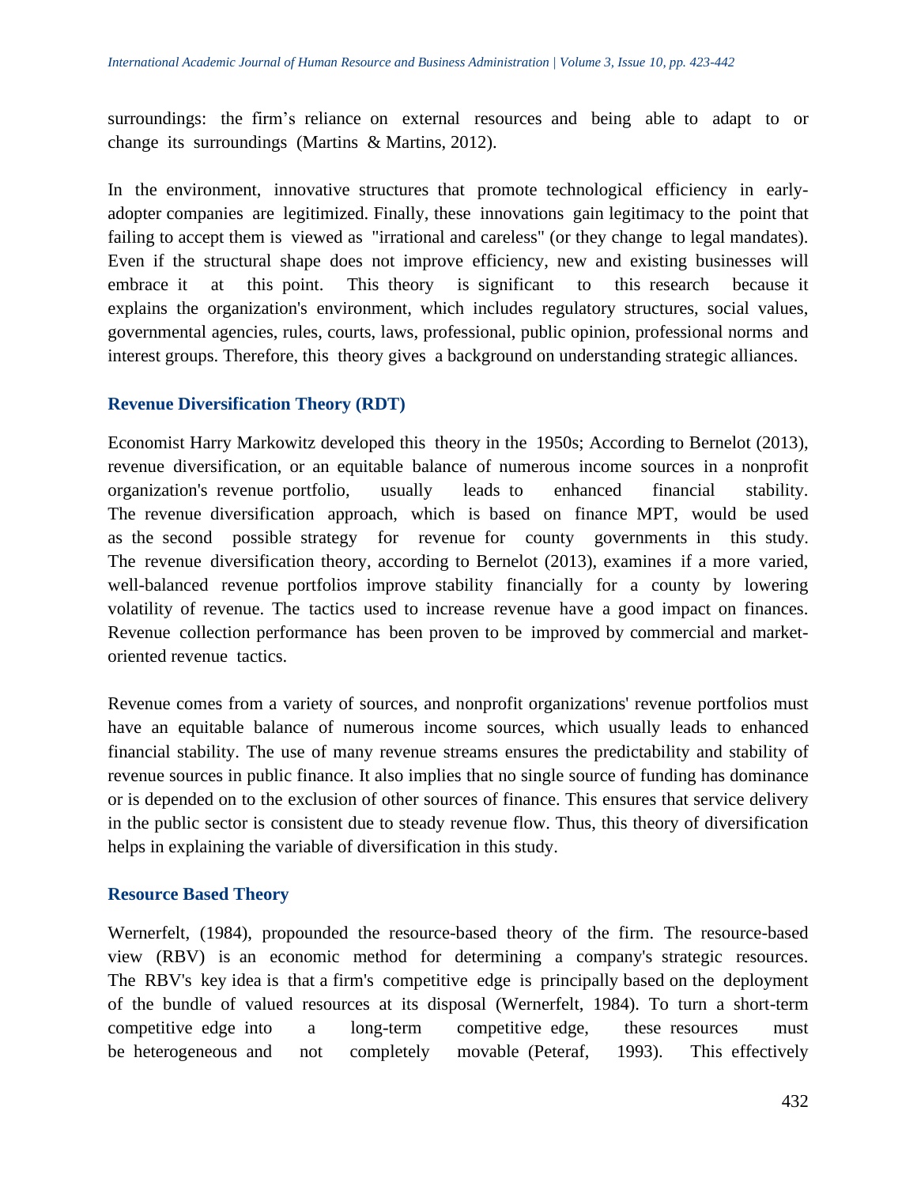surroundings: the firm's reliance on external resources and being able to adapt to or change its surroundings (Martins & Martins, 2012).

In the environment, innovative structures that promote technological efficiency in early-adopter companies are legitimized. Finally, these innovations gain legitimacy to the point that failing to accept them is viewed as "irrational and careless" (or they change to legal mandates). Even if the structural shape does not improve efficiency, new and existing businesses will embrace it at this point. This theory is significant to this research because it explains the organization's environment, which includes regulatory structures, social values, governmental agencies, rules, courts, laws, professional, public opinion, professional norms and interest groups. Therefore, this theory gives a background on understanding strategic alliances.

### Revenue Diversification Theory (RDT)

Economist Harry Markowitz developed this theory in the 1950s; According to Bernelot (2013), revenue diversification, or an equitable balance of numerous income sources in a nonprofit organization's revenue portfolio, usually leads to enhanced financial stability. The revenue diversification approach, which is based on finance MPT, would be used as the second possible strategy for revenue for county governments in this study. The revenue diversification theory, according to Bernelot (2013), examines if a more varied, well-balanced revenue portfolios improve stability financially for a county by lowering volatility of revenue. The tactics used to increase revenue have a good impact on finances. Revenue collection performance has been proven to be improved by commercial and market-oriented revenue tactics.

Revenue comes from a variety of sources, and nonprofit organizations' revenue portfolios must have an equitable balance of numerous income sources, which usually leads to enhanced financial stability. The use of many revenue streams ensures the predictability and stability of revenue sources in public finance. It also implies that no single source of funding has dominance or is depended on to the exclusion of other sources of finance. This ensures that service delivery in the public sector is consistent due to steady revenue flow. Thus, this theory of diversification helps in explaining the variable of diversification in this study.

### Resource Based Theory

Wernerfelt, (1984), propounded the resource-based theory of the firm. The resource-based view (RBV) is an economic method for determining a company's strategic resources. The RBV's key idea is that a firm's competitive edge is principally based on the deployment of the bundle of valued resources at its disposal (Wernerfelt, 1984). To turn a short-term competitive edge into a long-term competitive edge, these resources must be heterogeneous and not completely movable (Peteraf, 1993). This effectively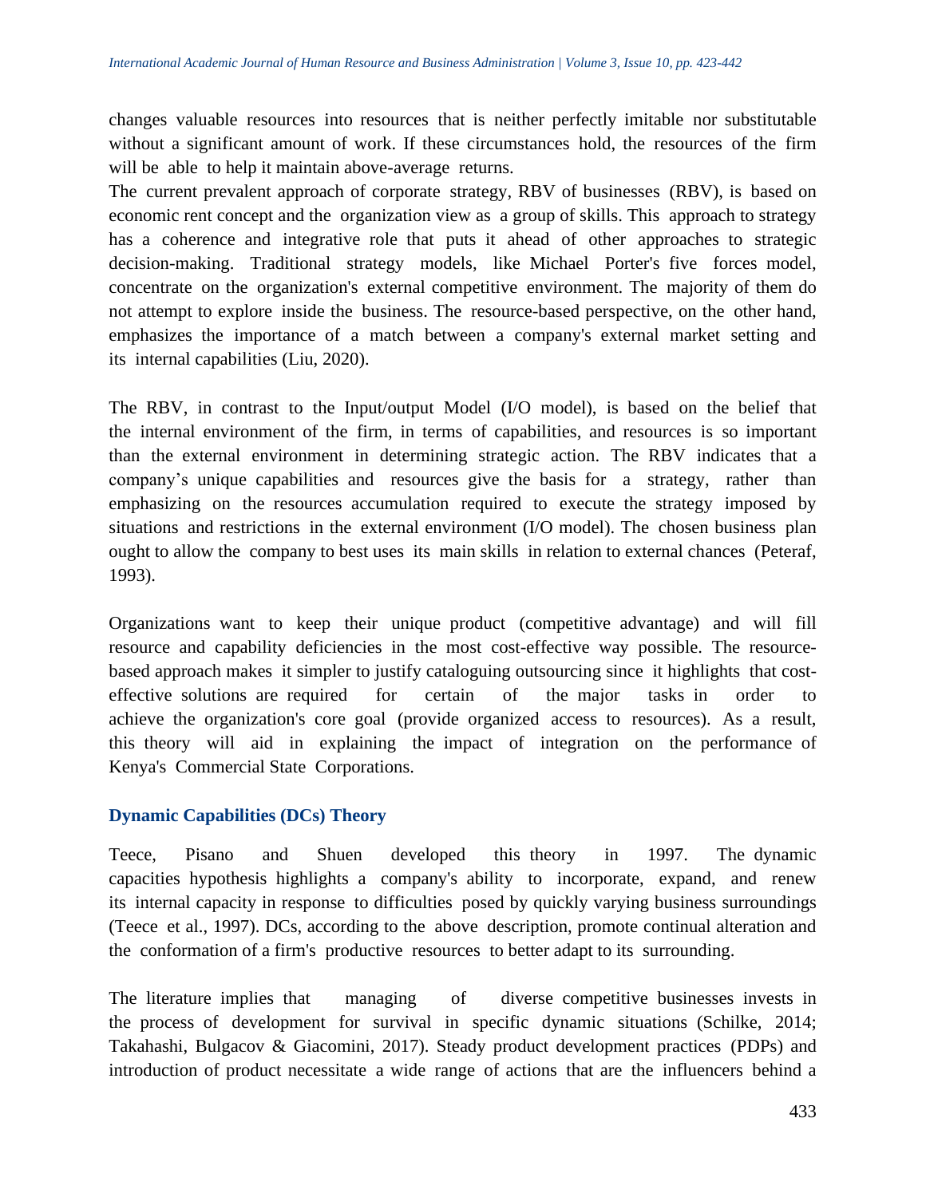changes valuable resources into resources that is neither perfectly imitable nor substitutable without a significant amount of work. If these circumstances hold, the resources of the firm will be able to help it maintain above-average returns.
The current prevalent approach of corporate strategy, RBV of businesses (RBV), is based on economic rent concept and the organization view as a group of skills. This approach to strategy has a coherence and integrative role that puts it ahead of other approaches to strategic decision-making. Traditional strategy models, like Michael Porter's five forces model, concentrate on the organization's external competitive environment. The majority of them do not attempt to explore inside the business. The resource-based perspective, on the other hand, emphasizes the importance of a match between a company's external market setting and its internal capabilities (Liu, 2020).

The RBV, in contrast to the Input/output Model (I/O model), is based on the belief that the internal environment of the firm, in terms of capabilities, and resources is so important than the external environment in determining strategic action. The RBV indicates that a company's unique capabilities and resources give the basis for a strategy, rather than emphasizing on the resources accumulation required to execute the strategy imposed by situations and restrictions in the external environment (I/O model). The chosen business plan ought to allow the company to best uses its main skills in relation to external chances (Peteraf, 1993).

Organizations want to keep their unique product (competitive advantage) and will fill resource and capability deficiencies in the most cost-effective way possible. The resource-based approach makes it simpler to justify cataloguing outsourcing since it highlights that cost-effective solutions are required for certain of the major tasks in order to achieve the organization's core goal (provide organized access to resources). As a result, this theory will aid in explaining the impact of integration on the performance of Kenya's Commercial State Corporations.

### Dynamic Capabilities (DCs) Theory

Teece, Pisano and Shuen developed this theory in 1997. The dynamic capacities hypothesis highlights a company's ability to incorporate, expand, and renew its internal capacity in response to difficulties posed by quickly varying business surroundings (Teece et al., 1997). DCs, according to the above description, promote continual alteration and the conformation of a firm's productive resources to better adapt to its surrounding.

The literature implies that managing of diverse competitive businesses invests in the process of development for survival in specific dynamic situations (Schilke, 2014; Takahashi, Bulgacov & Giacomini, 2017). Steady product development practices (PDPs) and introduction of product necessitate a wide range of actions that are the influencers behind a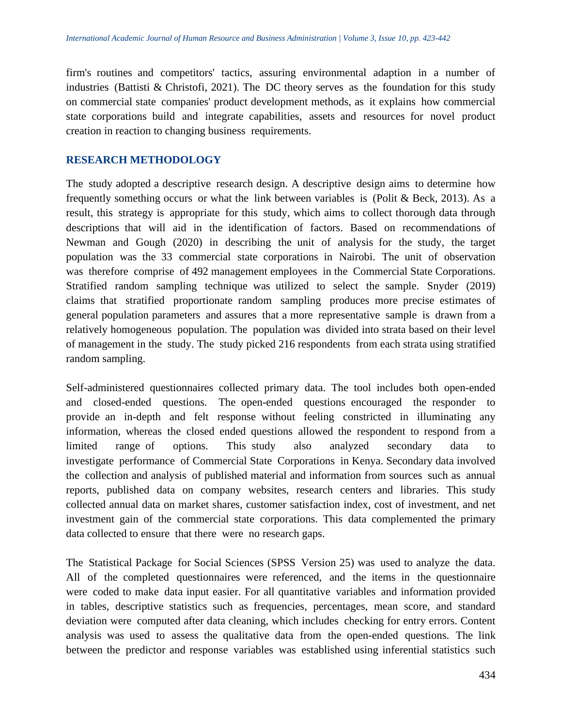firm's routines and competitors' tactics, assuring environmental adaption in a number of industries (Battisti & Christofi, 2021). The DC theory serves as the foundation for this study on commercial state companies' product development methods, as it explains how commercial state corporations build and integrate capabilities, assets and resources for novel product creation in reaction to changing business requirements.

## RESEARCH METHODOLOGY

The study adopted a descriptive research design. A descriptive design aims to determine how frequently something occurs or what the link between variables is (Polit & Beck, 2013). As a result, this strategy is appropriate for this study, which aims to collect thorough data through descriptions that will aid in the identification of factors. Based on recommendations of Newman and Gough (2020) in describing the unit of analysis for the study, the target population was the 33 commercial state corporations in Nairobi. The unit of observation was therefore comprise of 492 management employees in the Commercial State Corporations. Stratified random sampling technique was utilized to select the sample. Snyder (2019) claims that stratified proportionate random sampling produces more precise estimates of general population parameters and assures that a more representative sample is drawn from a relatively homogeneous population. The population was divided into strata based on their level of management in the study. The study picked 216 respondents from each strata using stratified random sampling.

Self-administered questionnaires collected primary data. The tool includes both open-ended and closed-ended questions. The open-ended questions encouraged the responder to provide an in-depth and felt response without feeling constricted in illuminating any information, whereas the closed ended questions allowed the respondent to respond from a limited range of options. This study also analyzed secondary data to investigate performance of Commercial State Corporations in Kenya. Secondary data involved the collection and analysis of published material and information from sources such as annual reports, published data on company websites, research centers and libraries. This study collected annual data on market shares, customer satisfaction index, cost of investment, and net investment gain of the commercial state corporations. This data complemented the primary data collected to ensure that there were no research gaps.

The Statistical Package for Social Sciences (SPSS Version 25) was used to analyze the data. All of the completed questionnaires were referenced, and the items in the questionnaire were coded to make data input easier. For all quantitative variables and information provided in tables, descriptive statistics such as frequencies, percentages, mean score, and standard deviation were computed after data cleaning, which includes checking for entry errors. Content analysis was used to assess the qualitative data from the open-ended questions. The link between the predictor and response variables was established using inferential statistics such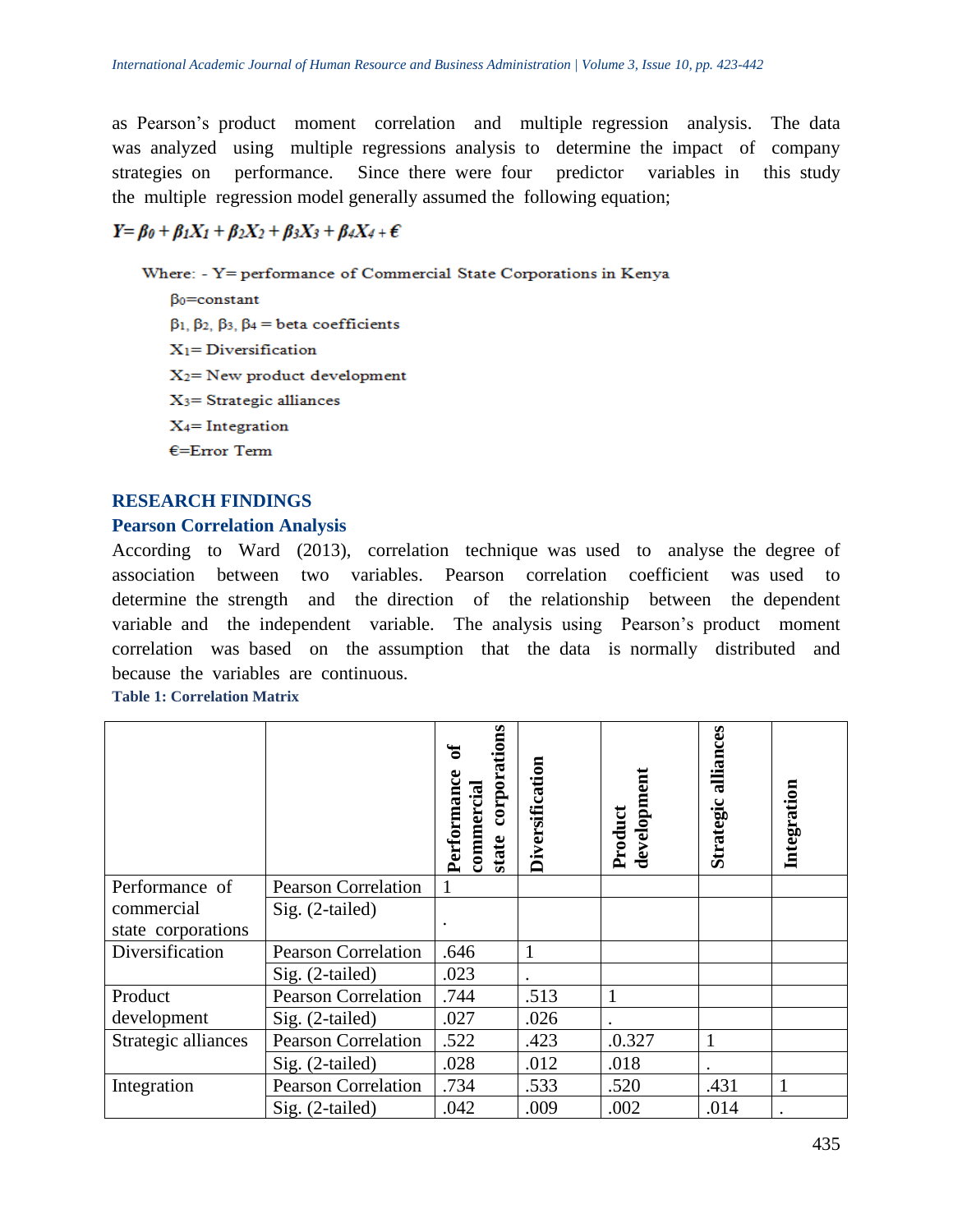as Pearson's product moment correlation and multiple regression analysis. The data was analyzed using multiple regressions analysis to determine the impact of company strategies on performance. Since there were four predictor variables in this study the multiple regression model generally assumed the following equation;

$$Y = \beta_0 + \beta_1 X_1 + \beta_2 X_2 + \beta_3 X_3 + \beta_4 X_4 + \epsilon$$

Where: - Y= performance of Commercial State Corporations in Kenya

$\beta_0$=constant

$\beta_1$, $\beta_2$, $\beta_3$, $\beta_4$ = beta coefficients

$X_1$= Diversification

$X_2$= New product development

$X_3$= Strategic alliances

$X_4$= Integration

€=Error Term

## RESEARCH FINDINGS

### Pearson Correlation Analysis

According to Ward (2013), correlation technique was used to analyse the degree of association between two variables. Pearson correlation coefficient was used to determine the strength and the direction of the relationship between the dependent variable and the independent variable. The analysis using Pearson's product moment correlation was based on the assumption that the data is normally distributed and because the variables are continuous.

**Table 1: Correlation Matrix**

| | | Performance of commercial state corporations | Diversification | Product development | Strategic alliances | Integration |
|---|---|---|---|---|---|---|
| Performance of commercial state corporations | Pearson Correlation | 1 | | | | |
| | Sig. (2-tailed) | . | | | | |
| Diversification | Pearson Correlation | .646 | 1 | | | |
| | Sig. (2-tailed) | .023 | . | | | |
| Product development | Pearson Correlation | .744 | .513 | 1 | | |
| | Sig. (2-tailed) | .027 | .026 | . | | |
| Strategic alliances | Pearson Correlation | .522 | .423 | .0.327 | 1 | |
| | Sig. (2-tailed) | .028 | .012 | .018 | . | |
| Integration | Pearson Correlation | .734 | .533 | .520 | .431 | 1 |
| | Sig. (2-tailed) | .042 | .009 | .002 | .014 | . |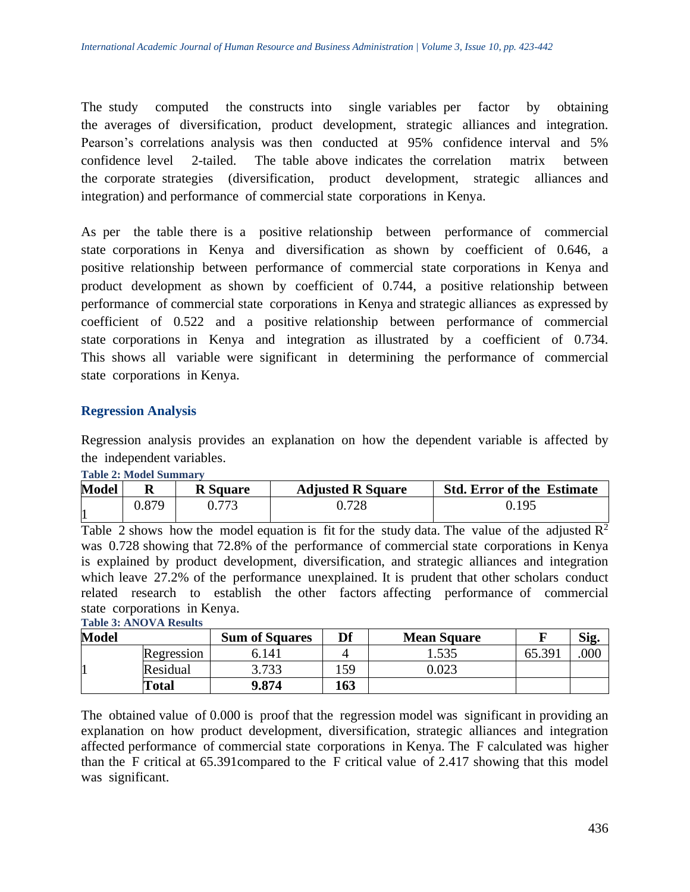The study computed the constructs into single variables per factor by obtaining the averages of diversification, product development, strategic alliances and integration. Pearson's correlations analysis was then conducted at 95% confidence interval and 5% confidence level 2-tailed. The table above indicates the correlation matrix between the corporate strategies (diversification, product development, strategic alliances and integration) and performance of commercial state corporations in Kenya.

As per the table there is a positive relationship between performance of commercial state corporations in Kenya and diversification as shown by coefficient of 0.646, a positive relationship between performance of commercial state corporations in Kenya and product development as shown by coefficient of 0.744, a positive relationship between performance of commercial state corporations in Kenya and strategic alliances as expressed by coefficient of 0.522 and a positive relationship between performance of commercial state corporations in Kenya and integration as illustrated by a coefficient of 0.734. This shows all variable were significant in determining the performance of commercial state corporations in Kenya.

## Regression Analysis

Regression analysis provides an explanation on how the dependent variable is affected by the independent variables.

**Table 2: Model Summary**

| Model | R | R Square | Adjusted R Square | Std. Error of the Estimate |
|---|---|---|---|---|
| 1 | 0.879 | 0.773 | 0.728 | 0.195 |

Table 2 shows how the model equation is fit for the study data. The value of the adjusted $R^2$ was 0.728 showing that 72.8% of the performance of commercial state corporations in Kenya is explained by product development, diversification, and strategic alliances and integration which leave 27.2% of the performance unexplained. It is prudent that other scholars conduct related research to establish the other factors affecting performance of commercial state corporations in Kenya.

**Table 3: ANOVA Results**

| Model | | Sum of Squares | Df | Mean Square | F | Sig. |
|---|---|---|---|---|---|---|
| 1 | Regression | 6.141 | 4 | 1.535 | 65.391 | .000 |
| | Residual | 3.733 | 159 | 0.023 | | |
| | **Total** | **9.874** | **163** | | | |

The obtained value of 0.000 is proof that the regression model was significant in providing an explanation on how product development, diversification, strategic alliances and integration affected performance of commercial state corporations in Kenya. The F calculated was higher than the F critical at 65.391compared to the F critical value of 2.417 showing that this model was significant.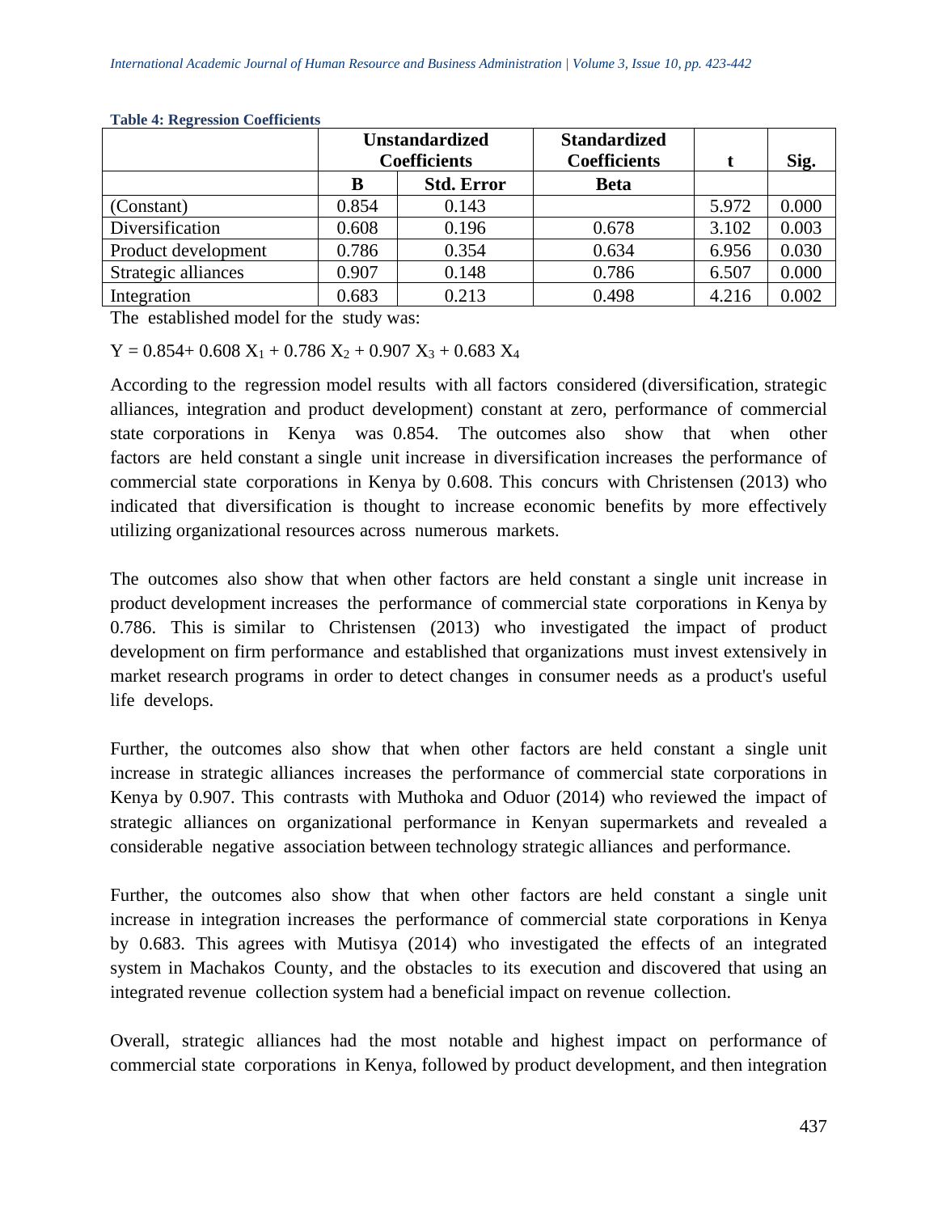**Table 4: Regression Coefficients**

| | Unstandardized Coefficients | | Standardized Coefficients | t | Sig. |
|---|---|---|---|---|---|
| | B | Std. Error | Beta | | |
| (Constant) | 0.854 | 0.143 | | 5.972 | 0.000 |
| Diversification | 0.608 | 0.196 | 0.678 | 3.102 | 0.003 |
| Product development | 0.786 | 0.354 | 0.634 | 6.956 | 0.030 |
| Strategic alliances | 0.907 | 0.148 | 0.786 | 6.507 | 0.000 |
| Integration | 0.683 | 0.213 | 0.498 | 4.216 | 0.002 |

The established model for the study was:

$$Y = 0.854 + 0.608\, X_1 + 0.786\, X_2 + 0.907\, X_3 + 0.683\, X_4$$

According to the regression model results with all factors considered (diversification, strategic alliances, integration and product development) constant at zero, performance of commercial state corporations in Kenya was 0.854. The outcomes also show that when other factors are held constant a single unit increase in diversification increases the performance of commercial state corporations in Kenya by 0.608. This concurs with Christensen (2013) who indicated that diversification is thought to increase economic benefits by more effectively utilizing organizational resources across numerous markets.

The outcomes also show that when other factors are held constant a single unit increase in product development increases the performance of commercial state corporations in Kenya by 0.786. This is similar to Christensen (2013) who investigated the impact of product development on firm performance and established that organizations must invest extensively in market research programs in order to detect changes in consumer needs as a product's useful life develops.

Further, the outcomes also show that when other factors are held constant a single unit increase in strategic alliances increases the performance of commercial state corporations in Kenya by 0.907. This contrasts with Muthoka and Oduor (2014) who reviewed the impact of strategic alliances on organizational performance in Kenyan supermarkets and revealed a considerable negative association between technology strategic alliances and performance.

Further, the outcomes also show that when other factors are held constant a single unit increase in integration increases the performance of commercial state corporations in Kenya by 0.683. This agrees with Mutisya (2014) who investigated the effects of an integrated system in Machakos County, and the obstacles to its execution and discovered that using an integrated revenue collection system had a beneficial impact on revenue collection.

Overall, strategic alliances had the most notable and highest impact on performance of commercial state corporations in Kenya, followed by product development, and then integration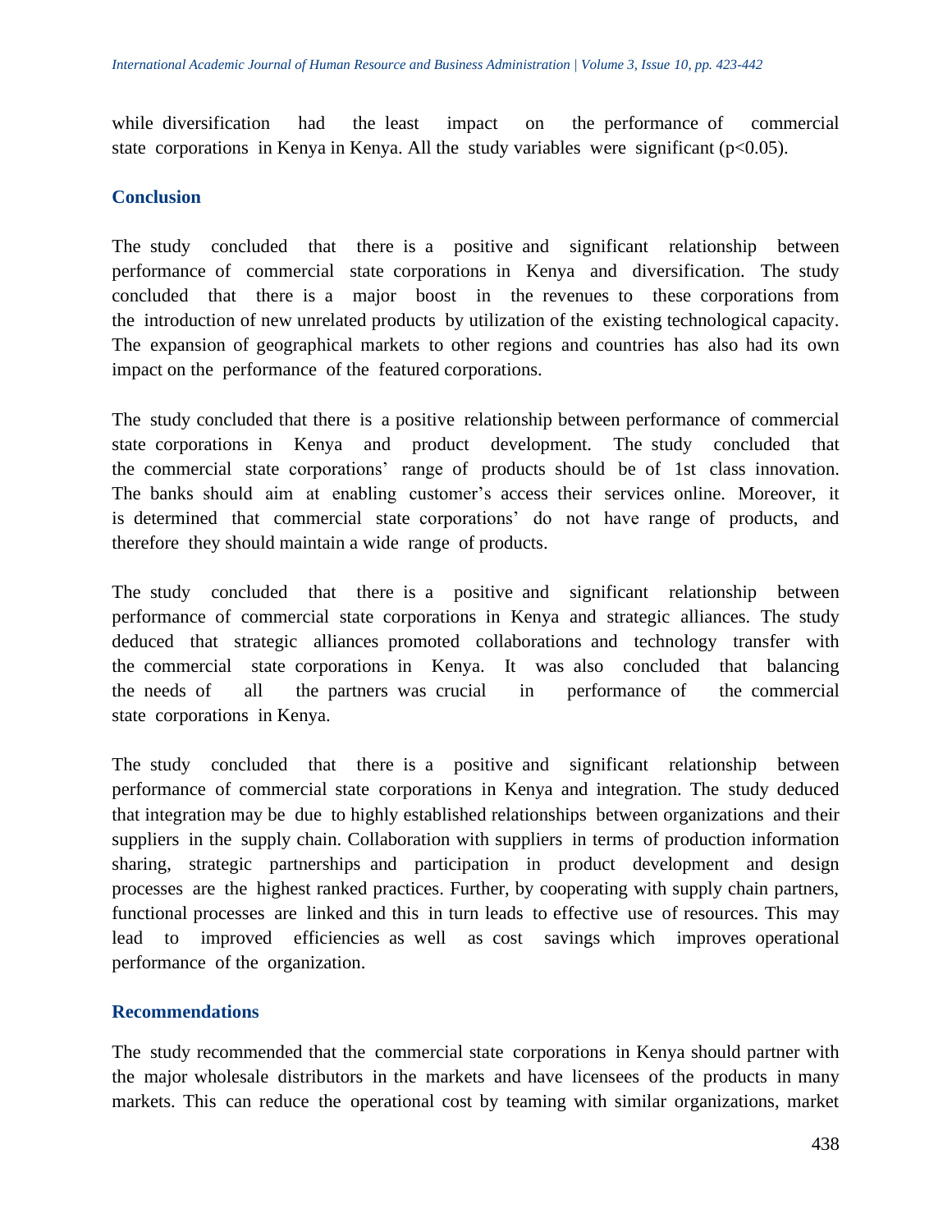while diversification had the least impact on the performance of commercial state corporations in Kenya in Kenya. All the study variables were significant ($p<0.05$).

## Conclusion

The study concluded that there is a positive and significant relationship between performance of commercial state corporations in Kenya and diversification. The study concluded that there is a major boost in the revenues to these corporations from the introduction of new unrelated products by utilization of the existing technological capacity. The expansion of geographical markets to other regions and countries has also had its own impact on the performance of the featured corporations.

The study concluded that there is a positive relationship between performance of commercial state corporations in Kenya and product development. The study concluded that the commercial state corporations' range of products should be of 1st class innovation. The banks should aim at enabling customer's access their services online. Moreover, it is determined that commercial state corporations' do not have range of products, and therefore they should maintain a wide range of products.

The study concluded that there is a positive and significant relationship between performance of commercial state corporations in Kenya and strategic alliances. The study deduced that strategic alliances promoted collaborations and technology transfer with the commercial state corporations in Kenya. It was also concluded that balancing the needs of all the partners was crucial in performance of the commercial state corporations in Kenya.

The study concluded that there is a positive and significant relationship between performance of commercial state corporations in Kenya and integration. The study deduced that integration may be due to highly established relationships between organizations and their suppliers in the supply chain. Collaboration with suppliers in terms of production information sharing, strategic partnerships and participation in product development and design processes are the highest ranked practices. Further, by cooperating with supply chain partners, functional processes are linked and this in turn leads to effective use of resources. This may lead to improved efficiencies as well as cost savings which improves operational performance of the organization.

## Recommendations

The study recommended that the commercial state corporations in Kenya should partner with the major wholesale distributors in the markets and have licensees of the products in many markets. This can reduce the operational cost by teaming with similar organizations, market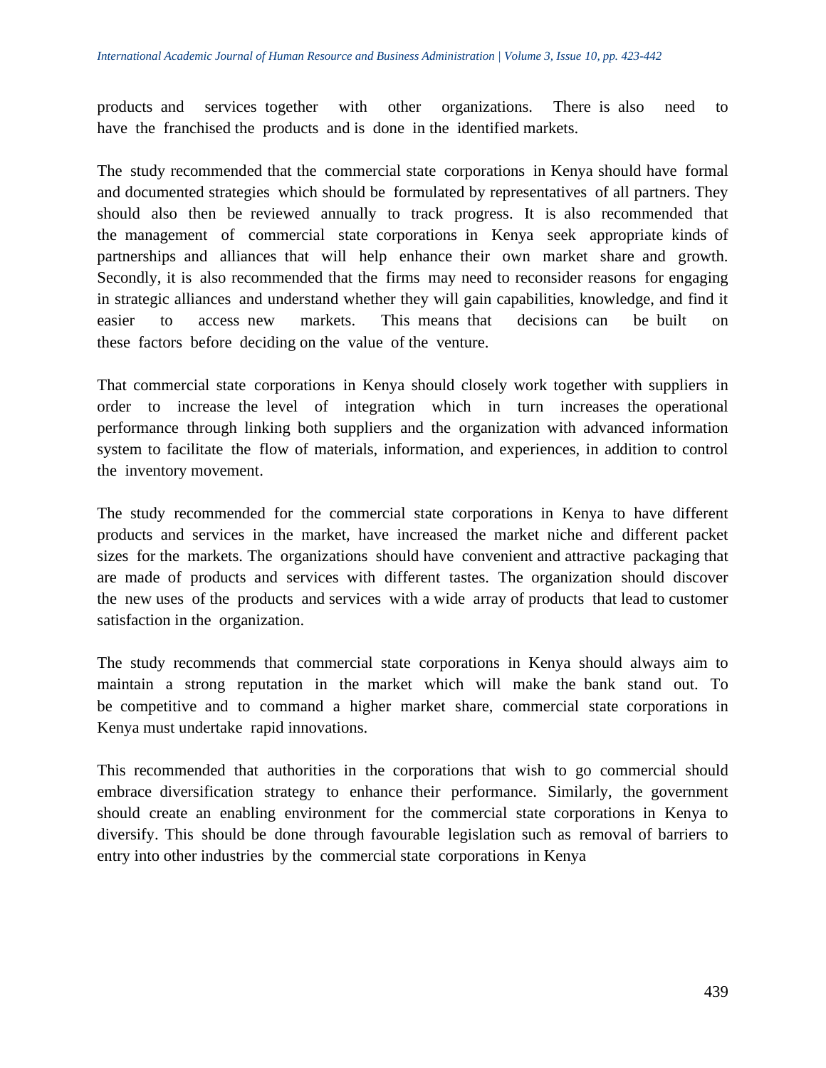products and services together with other organizations. There is also need to have the franchised the products and is done in the identified markets.

The study recommended that the commercial state corporations in Kenya should have formal and documented strategies which should be formulated by representatives of all partners. They should also then be reviewed annually to track progress. It is also recommended that the management of commercial state corporations in Kenya seek appropriate kinds of partnerships and alliances that will help enhance their own market share and growth. Secondly, it is also recommended that the firms may need to reconsider reasons for engaging in strategic alliances and understand whether they will gain capabilities, knowledge, and find it easier to access new markets. This means that decisions can be built on these factors before deciding on the value of the venture.

That commercial state corporations in Kenya should closely work together with suppliers in order to increase the level of integration which in turn increases the operational performance through linking both suppliers and the organization with advanced information system to facilitate the flow of materials, information, and experiences, in addition to control the inventory movement.

The study recommended for the commercial state corporations in Kenya to have different products and services in the market, have increased the market niche and different packet sizes for the markets. The organizations should have convenient and attractive packaging that are made of products and services with different tastes. The organization should discover the new uses of the products and services with a wide array of products that lead to customer satisfaction in the organization.

The study recommends that commercial state corporations in Kenya should always aim to maintain a strong reputation in the market which will make the bank stand out. To be competitive and to command a higher market share, commercial state corporations in Kenya must undertake rapid innovations.

This recommended that authorities in the corporations that wish to go commercial should embrace diversification strategy to enhance their performance. Similarly, the government should create an enabling environment for the commercial state corporations in Kenya to diversify. This should be done through favourable legislation such as removal of barriers to entry into other industries by the commercial state corporations in Kenya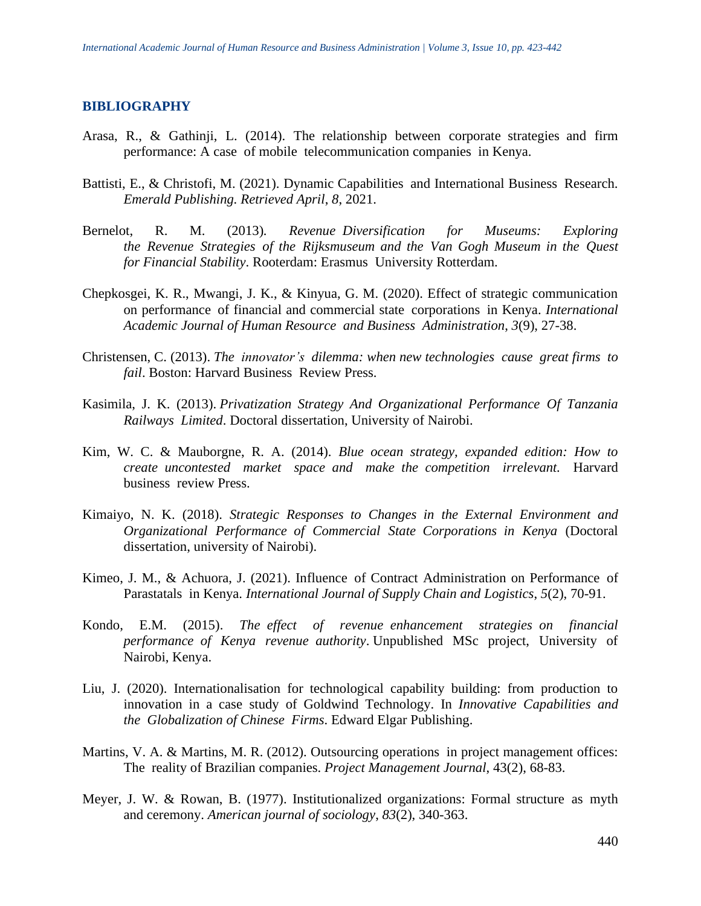## BIBLIOGRAPHY

Arasa, R., & Gathinji, L. (2014). The relationship between corporate strategies and firm performance: A case of mobile telecommunication companies in Kenya.

Battisti, E., & Christofi, M. (2021). Dynamic Capabilities and International Business Research. *Emerald Publishing. Retrieved April*, *8*, 2021.

Bernelot, R. M. (2013). *Revenue Diversification for Museums: Exploring the Revenue Strategies of the Rijksmuseum and the Van Gogh Museum in the Quest for Financial Stability*. Rooterdam: Erasmus University Rotterdam.

Chepkosgei, K. R., Mwangi, J. K., & Kinyua, G. M. (2020). Effect of strategic communication on performance of financial and commercial state corporations in Kenya. *International Academic Journal of Human Resource and Business Administration*, *3*(9), 27-38.

Christensen, C. (2013). *The innovator's dilemma: when new technologies cause great firms to fail*. Boston: Harvard Business Review Press.

Kasimila, J. K. (2013). *Privatization Strategy And Organizational Performance Of Tanzania Railways Limited*. Doctoral dissertation, University of Nairobi.

Kim, W. C. & Mauborgne, R. A. (2014). *Blue ocean strategy, expanded edition: How to create uncontested market space and make the competition irrelevant.* Harvard business review Press.

Kimaiyo, N. K. (2018). *Strategic Responses to Changes in the External Environment and Organizational Performance of Commercial State Corporations in Kenya* (Doctoral dissertation, university of Nairobi).

Kimeo, J. M., & Achuora, J. (2021). Influence of Contract Administration on Performance of Parastatals in Kenya. *International Journal of Supply Chain and Logistics*, *5*(2), 70-91.

Kondo, E.M. (2015). *The effect of revenue enhancement strategies on financial performance of Kenya revenue authority*. Unpublished MSc project, University of Nairobi, Kenya.

Liu, J. (2020). Internationalisation for technological capability building: from production to innovation in a case study of Goldwind Technology. In *Innovative Capabilities and the Globalization of Chinese Firms*. Edward Elgar Publishing.

Martins, V. A. & Martins, M. R. (2012). Outsourcing operations in project management offices: The reality of Brazilian companies. *Project Management Journal*, 43(2), 68-83.

Meyer, J. W. & Rowan, B. (1977). Institutionalized organizations: Formal structure as myth and ceremony. *American journal of sociology*, *83*(2), 340-363.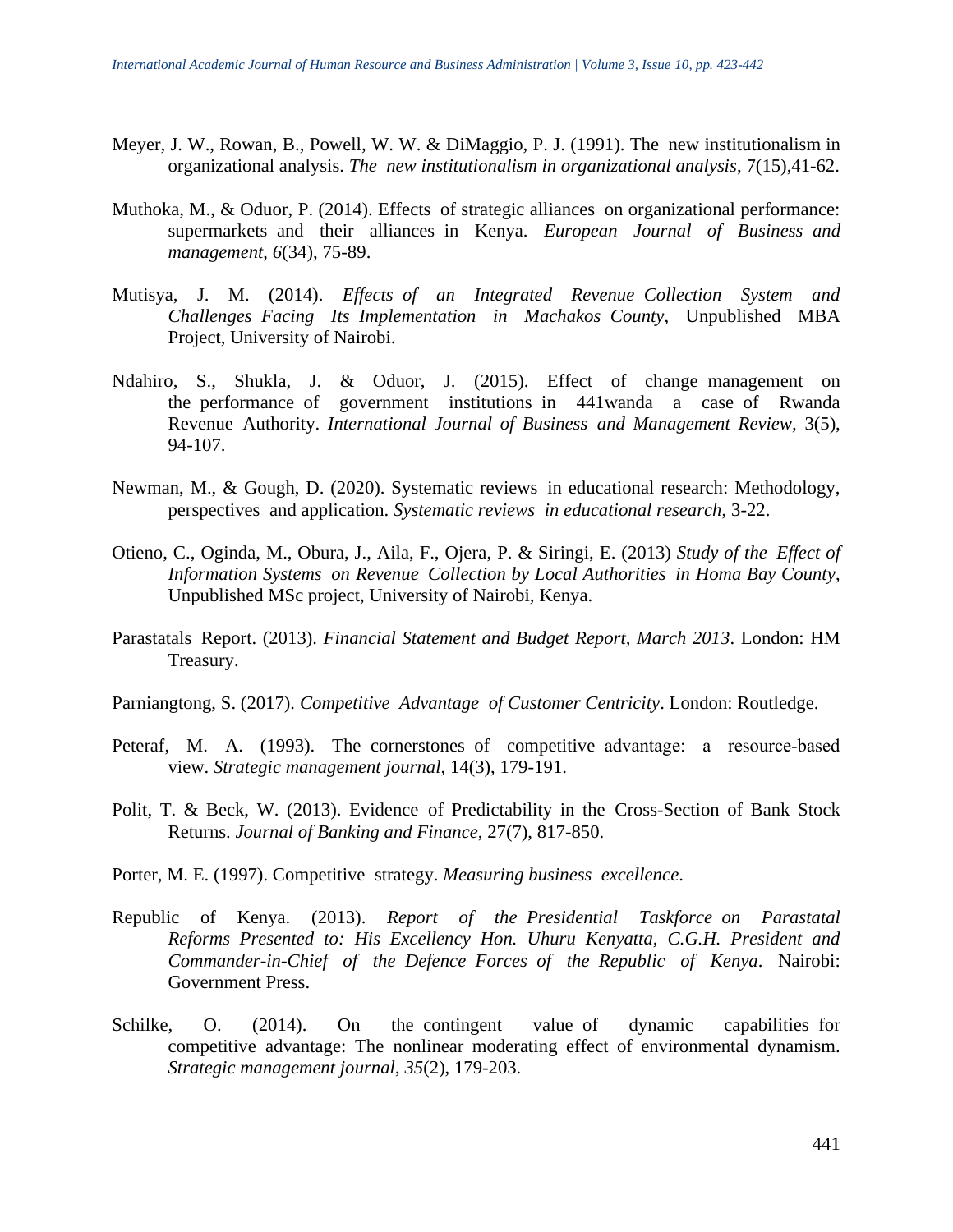Meyer, J. W., Rowan, B., Powell, W. W. & DiMaggio, P. J. (1991). The new institutionalism in organizational analysis. *The new institutionalism in organizational analysis*, 7(15),41-62.

Muthoka, M., & Oduor, P. (2014). Effects of strategic alliances on organizational performance: supermarkets and their alliances in Kenya. *European Journal of Business and management*, *6*(34), 75-89.

Mutisya, J. M. (2014). *Effects of an Integrated Revenue Collection System and Challenges Facing Its Implementation in Machakos County*, Unpublished MBA Project, University of Nairobi.

Ndahiro, S., Shukla, J. & Oduor, J. (2015). Effect of change management on the performance of government institutions in 441wanda a case of Rwanda Revenue Authority. *International Journal of Business and Management Review,* 3(5), 94-107.

Newman, M., & Gough, D. (2020). Systematic reviews in educational research: Methodology, perspectives and application. *Systematic reviews in educational research*, 3-22.

Otieno, C., Oginda, M., Obura, J., Aila, F., Ojera, P. & Siringi, E. (2013) *Study of the Effect of Information Systems on Revenue Collection by Local Authorities in Homa Bay County*, Unpublished MSc project, University of Nairobi, Kenya.

Parastatals Report. (2013). *Financial Statement and Budget Report, March 2013*. London: HM Treasury.

Parniangtong, S. (2017). *Competitive Advantage of Customer Centricity*. London: Routledge.

Peteraf, M. A. (1993). The cornerstones of competitive advantage: a resource-based view. *Strategic management journal*, 14(3), 179-191.

Polit, T. & Beck, W. (2013). Evidence of Predictability in the Cross-Section of Bank Stock Returns. *Journal of Banking and Finance*, 27(7), 817-850.

Porter, M. E. (1997). Competitive strategy. *Measuring business excellence*.

Republic of Kenya. (2013). *Report of the Presidential Taskforce on Parastatal Reforms Presented to: His Excellency Hon. Uhuru Kenyatta, C.G.H. President and Commander-in-Chief of the Defence Forces of the Republic of Kenya*. Nairobi: Government Press.

Schilke, O. (2014). On the contingent value of dynamic capabilities for competitive advantage: The nonlinear moderating effect of environmental dynamism. *Strategic management journal*, *35*(2), 179-203.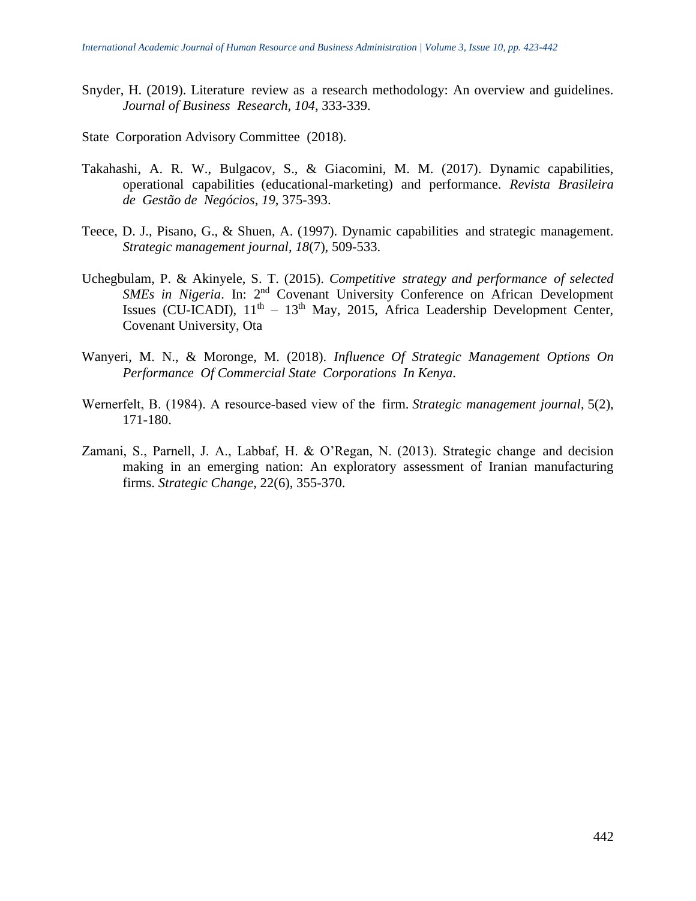Snyder, H. (2019). Literature review as a research methodology: An overview and guidelines. *Journal of Business Research*, *104*, 333-339.

State Corporation Advisory Committee (2018).

Takahashi, A. R. W., Bulgacov, S., & Giacomini, M. M. (2017). Dynamic capabilities, operational capabilities (educational-marketing) and performance. *Revista Brasileira de Gestão de Negócios*, *19*, 375-393.

Teece, D. J., Pisano, G., & Shuen, A. (1997). Dynamic capabilities and strategic management. *Strategic management journal*, *18*(7), 509-533.

Uchegbulam, P. & Akinyele, S. T. (2015). *Competitive strategy and performance of selected SMEs in Nigeria*. In: 2nd Covenant University Conference on African Development Issues (CU-ICADI), 11th – 13th May, 2015, Africa Leadership Development Center, Covenant University, Ota

Wanyeri, M. N., & Moronge, M. (2018). *Influence Of Strategic Management Options On Performance Of Commercial State Corporations In Kenya.*

Wernerfelt, B. (1984). A resource-based view of the firm. *Strategic management journal*, 5(2), 171-180.

Zamani, S., Parnell, J. A., Labbaf, H. & O'Regan, N. (2013). Strategic change and decision making in an emerging nation: An exploratory assessment of Iranian manufacturing firms. *Strategic Change*, 22(6), 355-370.